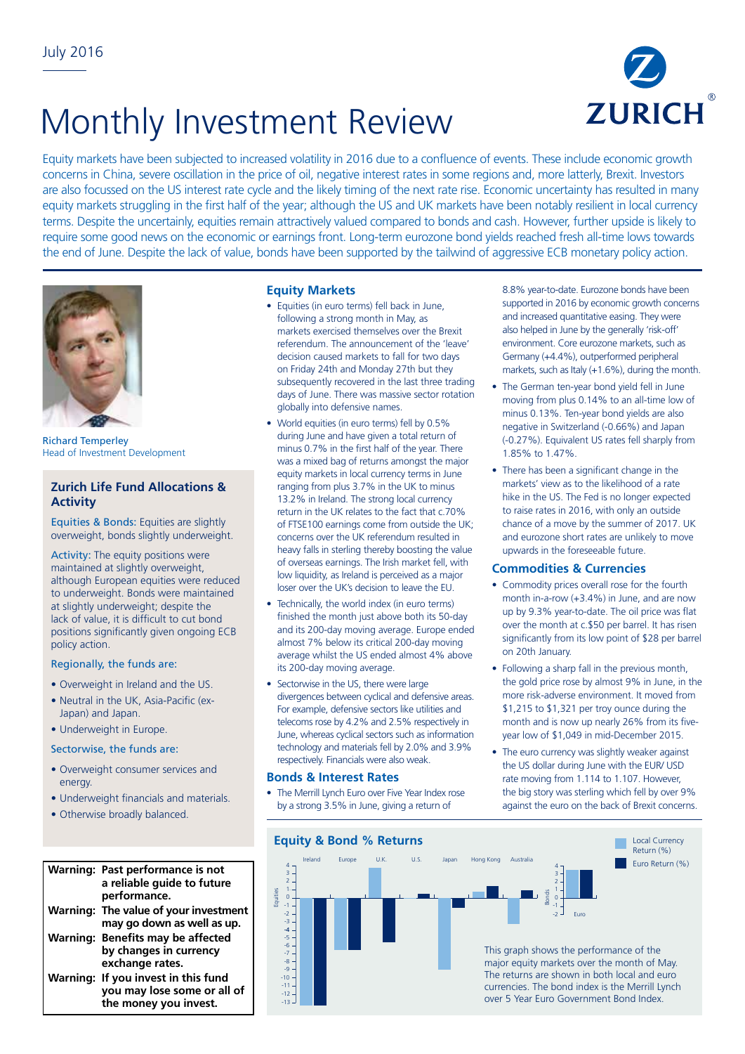July 2016

# Monthly Investment Review

Equity markets have been subjected to increased volatility in 2016 due to a confluence of events. These include economic growth concerns in China, severe oscillation in the price of oil, negative interest rates in some regions and, more latterly, Brexit. Investors are also focussed on the US interest rate cycle and the likely timing of the next rate rise. Economic uncertainty has resulted in many equity markets struggling in the first half of the year; although the US and UK markets have been notably resilient in local currency terms. Despite the uncertainly, equities remain attractively valued compared to bonds and cash. However, further upside is likely to require some good news on the economic or earnings front. Long-term eurozone bond yields reached fresh all-time lows towards the end of June. Despite the lack of value, bonds have been supported by the tailwind of aggressive ECB monetary policy action.

Richard Temperley
Head of Investment Development

## Zurich Life Fund Allocations & Activity

Equities & Bonds: Equities are slightly overweight, bonds slightly underweight.

Activity: The equity positions were maintained at slightly overweight, although European equities were reduced to underweight. Bonds were maintained at slightly underweight; despite the lack of value, it is difficult to cut bond positions significantly given ongoing ECB policy action.

Regionally, the funds are:

- Overweight in Ireland and the US.
- Neutral in the UK, Asia-Pacific (ex-Japan) and Japan.
- Underweight in Europe.

Sectorwise, the funds are:

- Overweight consumer services and energy.
- Underweight financials and materials.
- Otherwise broadly balanced.

**Warning: Past performance is not a reliable guide to future performance.**
**Warning: The value of your investment may go down as well as up.**
**Warning: Benefits may be affected by changes in currency exchange rates.**
**Warning: If you invest in this fund you may lose some or all of the money you invest.**

## Equity Markets

- Equities (in euro terms) fell back in June, following a strong month in May, as markets exercised themselves over the Brexit referendum. The announcement of the 'leave' decision caused markets to fall for two days on Friday 24th and Monday 27th but they subsequently recovered in the last three trading days of June. There was massive sector rotation globally into defensive names.
- World equities (in euro terms) fell by 0.5% during June and have given a total return of minus 0.7% in the first half of the year. There was a mixed bag of returns amongst the major equity markets in local currency terms in June ranging from plus 3.7% in the UK to minus 13.2% in Ireland. The strong local currency return in the UK relates to the fact that c.70% of FTSE100 earnings come from outside the UK; concerns over the UK referendum resulted in heavy falls in sterling thereby boosting the value of overseas earnings. The Irish market fell, with low liquidity, as Ireland is perceived as a major loser over the UK's decision to leave the EU.
- Technically, the world index (in euro terms) finished the month just above both its 50-day and its 200-day moving average. Europe ended almost 7% below its critical 200-day moving average whilst the US ended almost 4% above its 200-day moving average.
- Sectorwise in the US, there were large divergences between cyclical and defensive areas. For example, defensive sectors like utilities and telecoms rose by 4.2% and 2.5% respectively in June, whereas cyclical sectors such as information technology and materials fell by 2.0% and 3.9% respectively. Financials were also weak.

## Bonds & Interest Rates

- The Merrill Lynch Euro over Five Year Index rose by a strong 3.5% in June, giving a return of 8.8% year-to-date. Eurozone bonds have been supported in 2016 by economic growth concerns and increased quantitative easing. They were also helped in June by the generally 'risk-off' environment. Core eurozone markets, such as Germany (+4.4%), outperformed peripheral markets, such as Italy (+1.6%), during the month.
- The German ten-year bond yield fell in June moving from plus 0.14% to an all-time low of minus 0.13%. Ten-year bond yields are also negative in Switzerland (-0.66%) and Japan (-0.27%). Equivalent US rates fell sharply from 1.85% to 1.47%.
- There has been a significant change in the markets' view as to the likelihood of a rate hike in the US. The Fed is no longer expected to raise rates in 2016, with only an outside chance of a move by the summer of 2017. UK and eurozone short rates are unlikely to move upwards in the foreseeable future.

## Commodities & Currencies

- Commodity prices overall rose for the fourth month in-a-row (+3.4%) in June, and are now up by 9.3% year-to-date. The oil price was flat over the month at c.$50 per barrel. It has risen significantly from its low point of $28 per barrel on 20th January.
- Following a sharp fall in the previous month, the gold price rose by almost 9% in June, in the more risk-adverse environment. It moved from $1,215 to $1,321 per troy ounce during the month and is now up nearly 26% from its five-year low of $1,049 in mid-December 2015.
- The euro currency was slightly weaker against the US dollar during June with the EUR/ USD rate moving from 1.114 to 1.107. However, the big story was sterling which fell by over 9% against the euro on the back of Brexit concerns.

## Equity & Bond % Returns

This graph shows the performance of the major equity markets over the month of May. The returns are shown in both local and euro currencies. The bond index is the Merrill Lynch over 5 Year Euro Government Bond Index.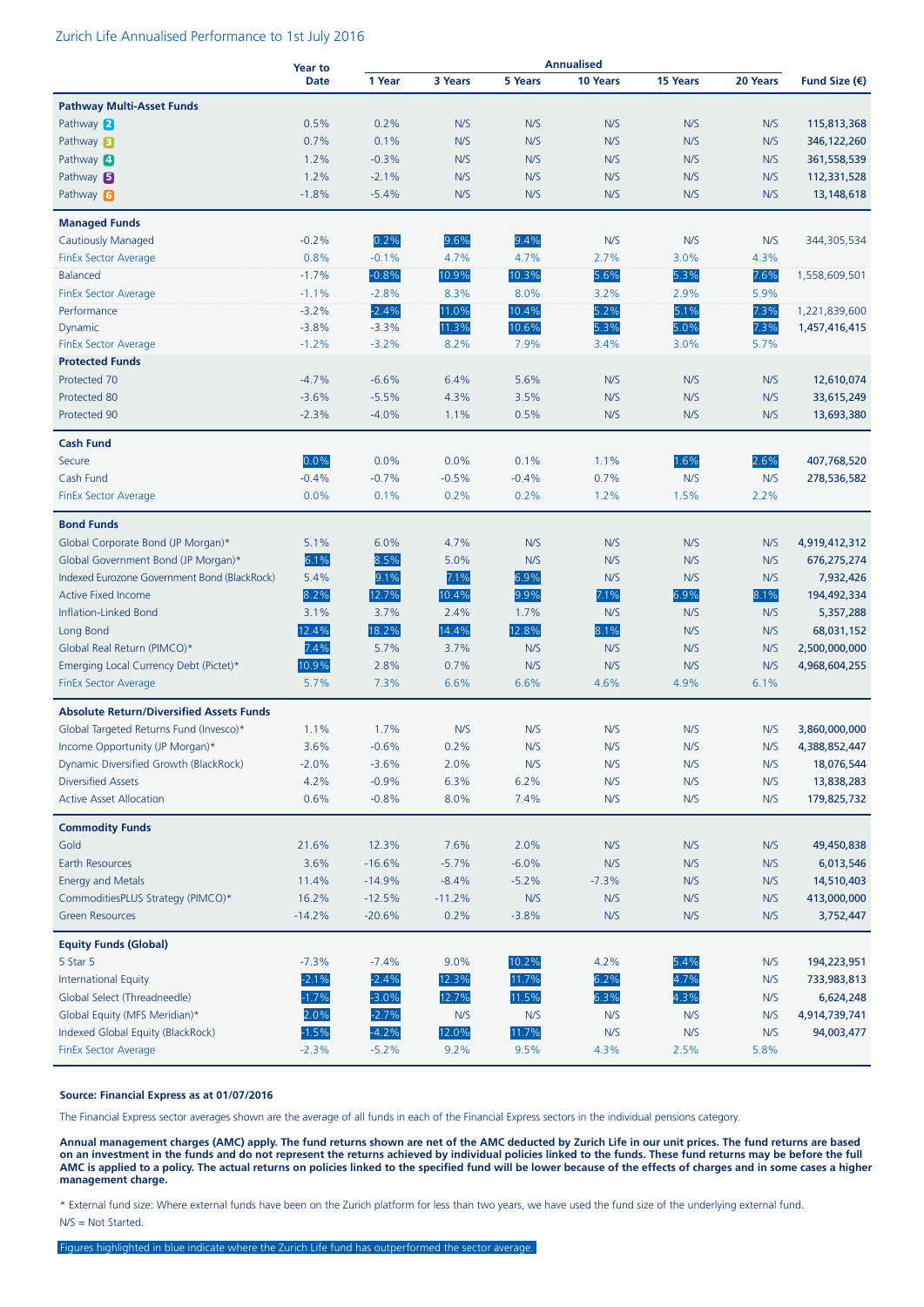## Zurich Life Annualised Performance to 1st July 2016

| | Year to Date | Annualised | | | | | | Fund Size (€) |
|---|---|---|---|---|---|---|---|---|
| | | 1 Year | 3 Years | 5 Years | 10 Years | 15 Years | 20 Years | |
| **Pathway Multi-Asset Funds** | | | | | | | | |
| Pathway 2 | 0.5% | 0.2% | N/S | N/S | N/S | N/S | N/S | 115,813,368 |
| Pathway 3 | 0.7% | 0.1% | N/S | N/S | N/S | N/S | N/S | 346,122,260 |
| Pathway 4 | 1.2% | -0.3% | N/S | N/S | N/S | N/S | N/S | 361,558,539 |
| Pathway 5 | 1.2% | -2.1% | N/S | N/S | N/S | N/S | N/S | 112,331,528 |
| Pathway 6 | -1.8% | -5.4% | N/S | N/S | N/S | N/S | N/S | 13,148,618 |
| **Managed Funds** | | | | | | | | |
| Cautiously Managed | -0.2% | 0.2% | 9.6% | 9.4% | N/S | N/S | N/S | 344,305,534 |
| FinEx Sector Average | 0.8% | -0.1% | 4.7% | 4.7% | 2.7% | 3.0% | 4.3% | |
| Balanced | -1.7% | -0.8% | 10.9% | 10.3% | 5.6% | 5.3% | 7.6% | 1,558,609,501 |
| FinEx Sector Average | -1.1% | -2.8% | 8.3% | 8.0% | 3.2% | 2.9% | 5.9% | |
| Performance | -3.2% | -2.4% | 11.0% | 10.4% | 5.2% | 5.1% | 7.3% | 1,221,839,600 |
| Dynamic | -3.8% | -3.3% | 11.3% | 10.6% | 5.3% | 5.0% | 7.3% | 1,457,416,415 |
| FinEx Sector Average | -1.2% | -3.2% | 8.2% | 7.9% | 3.4% | 3.0% | 5.7% | |
| **Protected Funds** | | | | | | | | |
| Protected 70 | -4.7% | -6.6% | 6.4% | 5.6% | N/S | N/S | N/S | 12,610,074 |
| Protected 80 | -3.6% | -5.5% | 4.3% | 3.5% | N/S | N/S | N/S | 33,615,249 |
| Protected 90 | -2.3% | -4.0% | 1.1% | 0.5% | N/S | N/S | N/S | 13,693,380 |
| **Cash Fund** | | | | | | | | |
| Secure | 0.0% | 0.0% | 0.0% | 0.1% | 1.1% | 1.6% | 2.6% | 407,768,520 |
| Cash Fund | -0.4% | -0.7% | -0.5% | -0.4% | 0.7% | N/S | N/S | 278,536,582 |
| FinEx Sector Average | 0.0% | 0.1% | 0.2% | 0.2% | 1.2% | 1.5% | 2.2% | |
| **Bond Funds** | | | | | | | | |
| Global Corporate Bond (JP Morgan)* | 5.1% | 6.0% | 4.7% | N/S | N/S | N/S | N/S | 4,919,412,312 |
| Global Government Bond (JP Morgan)* | 6.1% | 8.5% | 5.0% | N/S | N/S | N/S | N/S | 676,275,274 |
| Indexed Eurozone Government Bond (BlackRock) | 5.4% | 9.1% | 7.1% | 6.9% | N/S | N/S | N/S | 7,932,426 |
| Active Fixed Income | 8.2% | 12.7% | 10.4% | 9.9% | 7.1% | 6.9% | 8.1% | 194,492,334 |
| Inflation-Linked Bond | 3.1% | 3.7% | 2.4% | 1.7% | N/S | N/S | N/S | 5,357,288 |
| Long Bond | 12.4% | 18.2% | 14.4% | 12.8% | 8.1% | N/S | N/S | 68,031,152 |
| Global Real Return (PIMCO)* | 7.4% | 5.7% | 3.7% | N/S | N/S | N/S | N/S | 2,500,000,000 |
| Emerging Local Currency Debt (Pictet)* | 10.9% | 2.8% | 0.7% | N/S | N/S | N/S | N/S | 4,968,604,255 |
| FinEx Sector Average | 5.7% | 7.3% | 6.6% | 6.6% | 4.6% | 4.9% | 6.1% | |
| **Absolute Return/Diversified Assets Funds** | | | | | | | | |
| Global Targeted Returns Fund (Invesco)* | 1.1% | 1.7% | N/S | N/S | N/S | N/S | N/S | 3,860,000,000 |
| Income Opportunity (JP Morgan)* | 3.6% | -0.6% | 0.2% | N/S | N/S | N/S | N/S | 4,388,852,447 |
| Dynamic Diversified Growth (BlackRock) | -2.0% | -3.6% | 2.0% | N/S | N/S | N/S | N/S | 18,076,544 |
| Diversified Assets | 4.2% | -0.9% | 6.3% | 6.2% | N/S | N/S | N/S | 13,838,283 |
| Active Asset Allocation | 0.6% | -0.8% | 8.0% | 7.4% | N/S | N/S | N/S | 179,825,732 |
| **Commodity Funds** | | | | | | | | |
| Gold | 21.6% | 12.3% | 7.6% | 2.0% | N/S | N/S | N/S | 49,450,838 |
| Earth Resources | 3.6% | -16.6% | -5.7% | -6.0% | N/S | N/S | N/S | 6,013,546 |
| Energy and Metals | 11.4% | -14.9% | -8.4% | -5.2% | -7.3% | N/S | N/S | 14,510,403 |
| CommoditiesPLUS Strategy (PIMCO)* | 16.2% | -12.5% | -11.2% | N/S | N/S | N/S | N/S | 413,000,000 |
| Green Resources | -14.2% | -20.6% | 0.2% | -3.8% | N/S | N/S | N/S | 3,752,447 |
| **Equity Funds (Global)** | | | | | | | | |
| 5 Star 5 | -7.3% | -7.4% | 9.0% | 10.2% | 4.2% | 5.4% | N/S | 194,223,951 |
| International Equity | -2.1% | -2.4% | 12.3% | 11.7% | 6.2% | 4.7% | N/S | 733,983,813 |
| Global Select (Threadneedle) | -1.7% | -3.0% | 12.7% | 11.5% | 6.3% | 4.3% | N/S | 6,624,248 |
| Global Equity (MFS Meridian)* | 2.0% | -2.7% | N/S | N/S | N/S | N/S | N/S | 4,914,739,741 |
| Indexed Global Equity (BlackRock) | -1.5% | -4.2% | 12.0% | 11.7% | N/S | N/S | N/S | 94,003,477 |
| FinEx Sector Average | -2.3% | -5.2% | 9.2% | 9.5% | 4.3% | 2.5% | 5.8% | |

**Source: Financial Express as at 01/07/2016**

The Financial Express sector averages shown are the average of all funds in each of the Financial Express sectors in the individual pensions category.

**Annual management charges (AMC) apply. The fund returns shown are net of the AMC deducted by Zurich Life in our unit prices. The fund returns are based on an investment in the funds and do not represent the returns achieved by individual policies linked to the funds. These fund returns may be before the full AMC is applied to a policy. The actual returns on policies linked to the specified fund will be lower because of the effects of charges and in some cases a higher management charge.**

* External fund size: Where external funds have been on the Zurich platform for less than two years, we have used the fund size of the underlying external fund.

N/S = Not Started.

Figures highlighted in blue indicate where the Zurich Life fund has outperformed the sector average.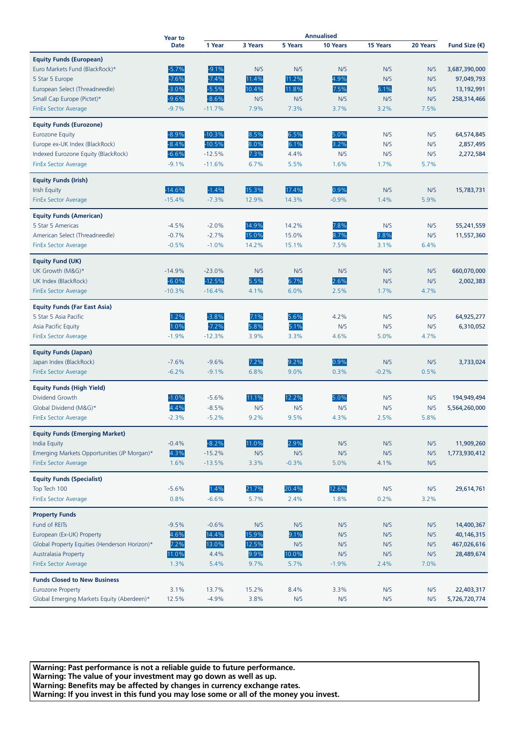| | Year to Date | Annualised | | | | | | Fund Size (€) |
|---|---|---|---|---|---|---|---|---|
| | | 1 Year | 3 Years | 5 Years | 10 Years | 15 Years | 20 Years | |
| **Equity Funds (European)** | | | | | | | | |
| Euro Markets Fund (BlackRock)* | -5.7% | -9.1% | N/S | N/S | N/S | N/S | N/S | 3,687,390,000 |
| 5 Star 5 Europe | -7.6% | -7.4% | 11.4% | 11.2% | 4.9% | N/S | N/S | 97,049,793 |
| European Select (Threadneedle) | -3.0% | -5.5% | 10.4% | 11.8% | 7.5% | 6.1% | N/S | 13,192,991 |
| Small Cap Europe (Pictet)* | -9.6% | -8.6% | N/S | N/S | N/S | N/S | N/S | 258,314,466 |
| FinEx Sector Average | -9.7% | -11.7% | 7.9% | 7.3% | 3.7% | 3.2% | 7.5% | |
| **Equity Funds (Eurozone)** | | | | | | | | |
| Eurozone Equity | -8.9% | -10.3% | 8.5% | 6.5% | 5.0% | N/S | N/S | 64,574,845 |
| Europe ex-UK Index (BlackRock) | -8.4% | -10.5% | 8.0% | 6.1% | 3.2% | N/S | N/S | 2,857,495 |
| Indexed Eurozone Equity (BlackRock) | -6.6% | -12.5% | 7.3% | 4.4% | N/S | N/S | N/S | 2,272,584 |
| FinEx Sector Average | -9.1% | -11.6% | 6.7% | 5.5% | 1.6% | 1.7% | 5.7% | |
| **Equity Funds (Irish)** | | | | | | | | |
| Irish Equity | -14.6% | -1.4% | 15.3% | 17.4% | 0.9% | N/S | N/S | 15,783,731 |
| FinEx Sector Average | -15.4% | -7.3% | 12.9% | 14.3% | -0.9% | 1.4% | 5.9% | |
| **Equity Funds (American)** | | | | | | | | |
| 5 Star 5 Americas | -4.5% | -2.0% | 14.9% | 14.2% | 7.8% | N/S | N/S | 55,241,559 |
| American Select (Threadneedle) | -0.7% | -2.7% | 15.0% | 15.0% | 8.7% | 3.8% | N/S | 11,557,360 |
| FinEx Sector Average | -0.5% | -1.0% | 14.2% | 15.1% | 7.5% | 3.1% | 6.4% | |
| **Equity Fund (UK)** | | | | | | | | |
| UK Growth (M&G)* | -14.9% | -23.0% | N/S | N/S | N/S | N/S | N/S | 660,070,000 |
| UK Index (BlackRock) | -6.0% | -12.5% | 5.5% | 6.7% | 2.6% | N/S | N/S | 2,002,383 |
| FinEx Sector Average | -10.3% | -16.4% | 4.1% | 6.0% | 2.5% | 1.7% | 4.7% | |
| **Equity Funds (Far East Asia)** | | | | | | | | |
| 5 Star 5 Asia Pacific | 1.2% | -3.8% | 7.1% | 5.6% | 4.2% | N/S | N/S | 64,925,277 |
| Asia Pacific Equity | 1.0% | -7.2% | 5.8% | 5.1% | N/S | N/S | N/S | 6,310,052 |
| FinEx Sector Average | -1.9% | -12.3% | 3.9% | 3.3% | 4.6% | 5.0% | 4.7% | |
| **Equity Funds (Japan)** | | | | | | | | |
| Japan Index (BlackRock) | -7.6% | -9.6% | 7.2% | 9.2% | 0.9% | N/S | N/S | 3,733,024 |
| FinEx Sector Average | -6.2% | -9.1% | 6.8% | 9.0% | 0.3% | -0.2% | 0.5% | |
| **Equity Funds (High Yield)** | | | | | | | | |
| Dividend Growth | -1.0% | -5.6% | 11.1% | 12.2% | 5.0% | N/S | N/S | 194,949,494 |
| Global Dividend (M&G)* | 4.4% | -8.5% | N/S | N/S | N/S | N/S | N/S | 5,564,260,000 |
| FinEx Sector Average | -2.3% | -5.2% | 9.2% | 9.5% | 4.3% | 2.5% | 5.8% | |
| **Equity Funds (Emerging Market)** | | | | | | | | |
| India Equity | -0.4% | -8.2% | 11.0% | 2.9% | N/S | N/S | N/S | 11,909,260 |
| Emerging Markets Opportunities (JP Morgan)* | 4.3% | -15.2% | N/S | N/S | N/S | N/S | N/S | 1,773,930,412 |
| FinEx Sector Average | 1.6% | -13.5% | 3.3% | -0.3% | 5.0% | 4.1% | N/S | |
| **Equity Funds (Specialist)** | | | | | | | | |
| Top Tech 100 | -5.6% | 1.4% | 21.7% | 20.4% | 12.6% | N/S | N/S | 29,614,761 |
| FinEx Sector Average | 0.8% | -6.6% | 5.7% | 2.4% | 1.8% | 0.2% | 3.2% | |
| **Property Funds** | | | | | | | | |
| Fund of REITs | -9.5% | -0.6% | N/S | N/S | N/S | N/S | N/S | 14,400,367 |
| European (Ex-UK) Property | 4.6% | 14.4% | 15.9% | 9.1% | N/S | N/S | N/S | 40,146,315 |
| Global Property Equities (Henderson Horizon)* | 7.2% | 13.0% | 12.5% | N/S | N/S | N/S | N/S | 467,026,616 |
| Australasia Property | 11.0% | 4.4% | 9.9% | 10.0% | N/S | N/S | N/S | 28,489,674 |
| FinEx Sector Average | 1.3% | 5.4% | 9.7% | 5.7% | -1.9% | 2.4% | 7.0% | |
| **Funds Closed to New Business** | | | | | | | | |
| Eurozone Property | 3.1% | 13.7% | 15.2% | 8.4% | 3.3% | N/S | N/S | 22,403,317 |
| Global Emerging Markets Equity (Aberdeen)* | 12.5% | -4.9% | 3.8% | N/S | N/S | N/S | N/S | 5,726,720,774 |

**Warning: Past performance is not a reliable guide to future performance.**
**Warning: The value of your investment may go down as well as up.**
**Warning: Benefits may be affected by changes in currency exchange rates.**
**Warning: If you invest in this fund you may lose some or all of the money you invest.**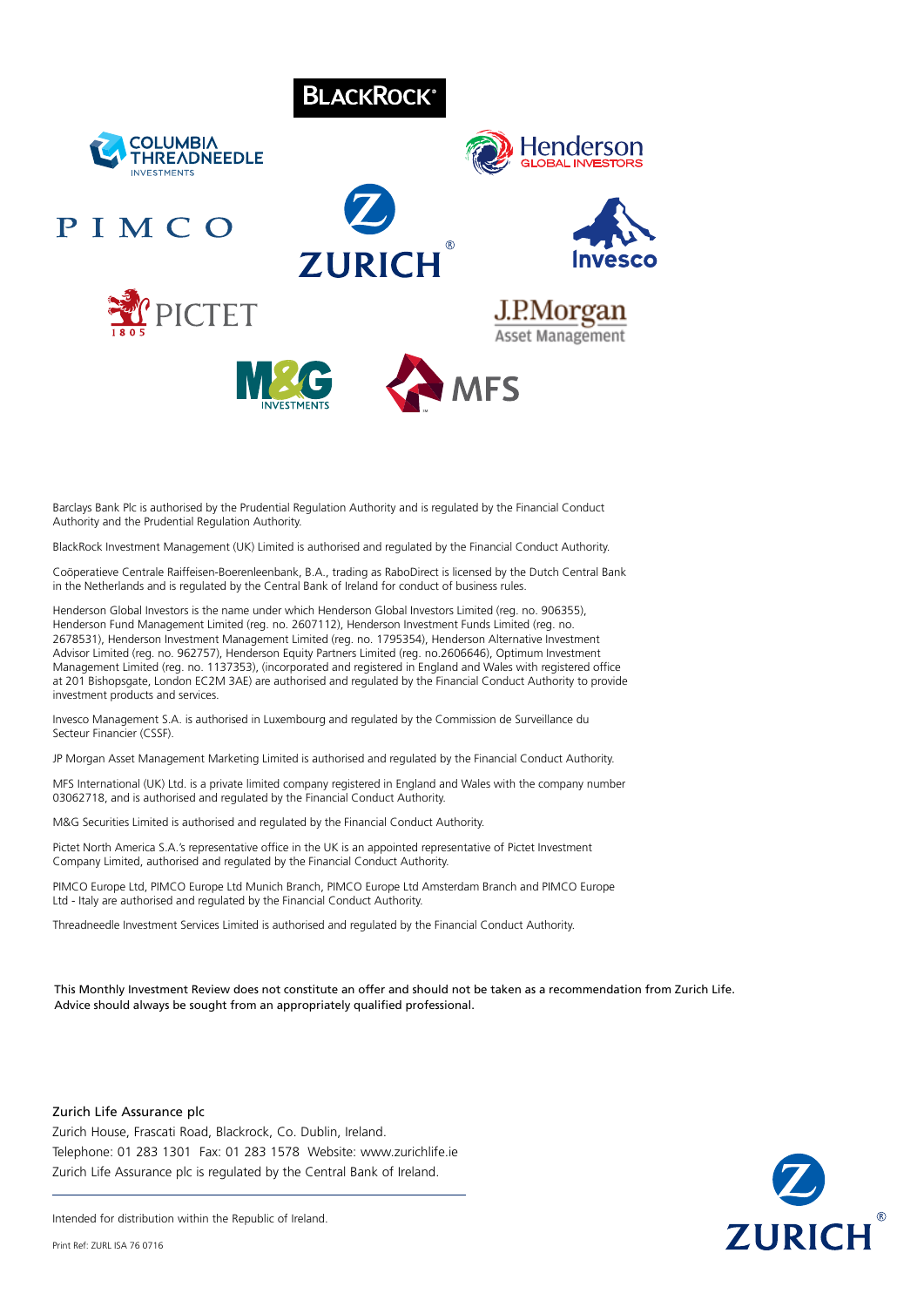Barclays Bank Plc is authorised by the Prudential Regulation Authority and is regulated by the Financial Conduct Authority and the Prudential Regulation Authority.

BlackRock Investment Management (UK) Limited is authorised and regulated by the Financial Conduct Authority.

Coöperatieve Centrale Raiffeisen-Boerenleenbank, B.A., trading as RaboDirect is licensed by the Dutch Central Bank in the Netherlands and is regulated by the Central Bank of Ireland for conduct of business rules.

Henderson Global Investors is the name under which Henderson Global Investors Limited (reg. no. 906355), Henderson Fund Management Limited (reg. no. 2607112), Henderson Investment Funds Limited (reg. no. 2678531), Henderson Investment Management Limited (reg. no. 1795354), Henderson Alternative Investment Advisor Limited (reg. no. 962757), Henderson Equity Partners Limited (reg. no.2606646), Optimum Investment Management Limited (reg. no. 1137353), (incorporated and registered in England and Wales with registered office at 201 Bishopsgate, London EC2M 3AE) are authorised and regulated by the Financial Conduct Authority to provide investment products and services.

Invesco Management S.A. is authorised in Luxembourg and regulated by the Commission de Surveillance du Secteur Financier (CSSF).

JP Morgan Asset Management Marketing Limited is authorised and regulated by the Financial Conduct Authority.

MFS International (UK) Ltd. is a private limited company registered in England and Wales with the company number 03062718, and is authorised and regulated by the Financial Conduct Authority.

M&G Securities Limited is authorised and regulated by the Financial Conduct Authority.

Pictet North America S.A.'s representative office in the UK is an appointed representative of Pictet Investment Company Limited, authorised and regulated by the Financial Conduct Authority.

PIMCO Europe Ltd, PIMCO Europe Ltd Munich Branch, PIMCO Europe Ltd Amsterdam Branch and PIMCO Europe Ltd - Italy are authorised and regulated by the Financial Conduct Authority.

Threadneedle Investment Services Limited is authorised and regulated by the Financial Conduct Authority.

This Monthly Investment Review does not constitute an offer and should not be taken as a recommendation from Zurich Life. Advice should always be sought from an appropriately qualified professional.

Zurich Life Assurance plc
Zurich House, Frascati Road, Blackrock, Co. Dublin, Ireland.
Telephone: 01 283 1301 Fax: 01 283 1578 Website: www.zurichlife.ie
Zurich Life Assurance plc is regulated by the Central Bank of Ireland.

---

Intended for distribution within the Republic of Ireland.

Print Ref: ZURL ISA 76 0716